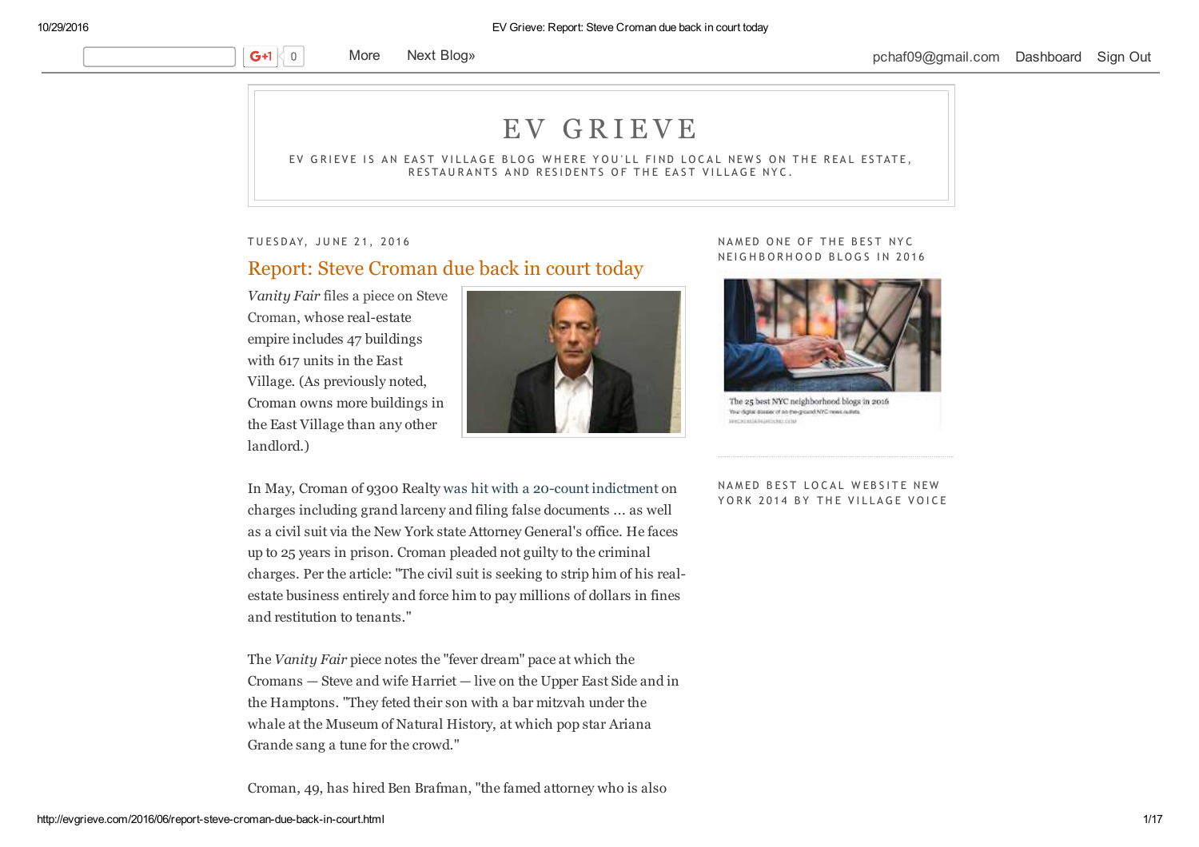# EV GRIEVE

EV GRIEVE IS AN EAST VILLAGE BLOG WHERE YOU'LL FIND LOCAL NEWS ON THE REAL ESTATE, RESTAURANTS AND RESIDENTS OF THE EAST VILLAGE NYC.

TUESDAY, JUNE 21, 2016

## Report: Steve Croman due back in court today

*Vanity Fair* files a piece on Steve Croman, whose real-estate empire includes 47 buildings with 617 units in the East Village. (As previously noted, Croman owns more buildings in the East Village than any other landlord.)

In May, Croman of 9300 Realty was hit with a 20-count indictment on charges including grand larceny and filing false documents ... as well as a civil suit via the New York state Attorney General's office. He faces up to 25 years in prison. Croman pleaded not guilty to the criminal charges. Per the article: "The civil suit is seeking to strip him of his real-estate business entirely and force him to pay millions of dollars in fines and restitution to tenants."

The *Vanity Fair* piece notes the "fever dream" pace at which the Cromans — Steve and wife Harriet — live on the Upper East Side and in the Hamptons. "They feted their son with a bar mitzvah under the whale at the Museum of Natural History, at which pop star Ariana Grande sang a tune for the crowd."

Croman, 49, has hired Ben Brafman, "the famed attorney who is also

NAMED ONE OF THE BEST NYC NEIGHBORHOOD BLOGS IN 2016

The 25 best NYC neighborhood blogs in 2016

NAMED BEST LOCAL WEBSITE NEW YORK 2014 BY THE VILLAGE VOICE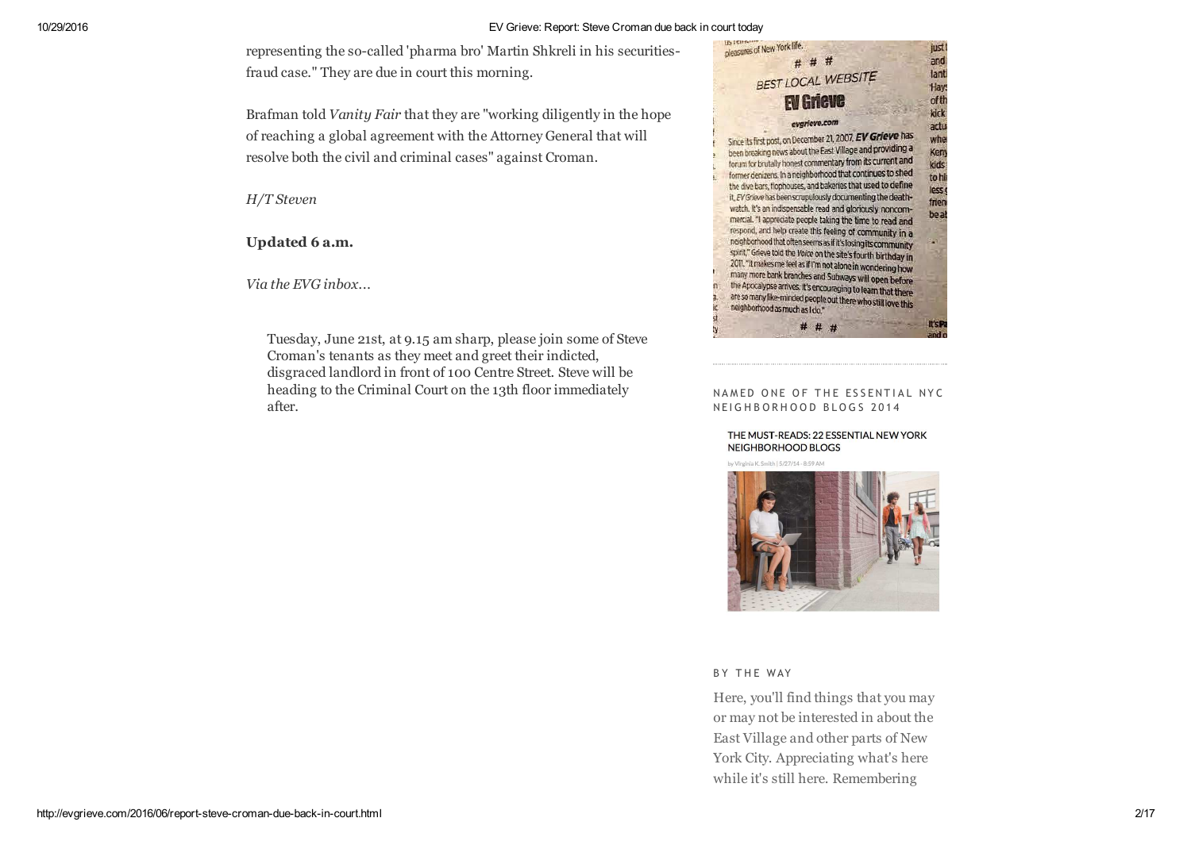representing the so-called 'pharma bro' Martin Shkreli in his securities-fraud case." They are due in court this morning.

Brafman told *Vanity Fair* that they are "working diligently in the hope of reaching a global agreement with the Attorney General that will resolve both the civil and criminal cases" against Croman.

*H/T Steven*

**Updated 6 a.m.**

*Via the EVG inbox...*

> Tuesday, June 21st, at 9.15 am sharp, please join some of Steve Croman's tenants as they meet and greet their indicted, disgraced landlord in front of 100 Centre Street. Steve will be heading to the Criminal Court on the 13th floor immediately after.

pleasures of New York life.

# # #

BEST LOCAL WEBSITE

**EV Grieve**

evgrieve.com

Since its first post, on December 21, 2007, **EV Grieve** has been breaking news about the East Village and providing a forum for brutally honest commentary from its current and former denizens. In a neighborhood that continues to shed the dive bars, flophouses, and bakeries that used to define it, *EV Grieve* has been scrupulously documenting the death-watch. It's an indispensable read and gloriously noncommercial. "I appreciate people taking the time to read and respond, and help create this feeling of community in a neighborhood that often seems as if it's losing its community spirit," Grieve told the *Voice* on the site's fourth birthday in 2011. "It makes me feel as if I'm not alone in wondering how many more bank branches and Subways will open before the Apocalypse arrives. It's encouraging to learn that there are so many like-minded people out there who still love this neighborhood as much as I do."

# # #

NAMED ONE OF THE ESSENTIAL NYC NEIGHBORHOOD BLOGS 2014

THE MUST-READS: 22 ESSENTIAL NEW YORK NEIGHBORHOOD BLOGS

by Virginia K. Smith | 5/27/14 - 8:59 AM

BY THE WAY

Here, you'll find things that you may or may not be interested in about the East Village and other parts of New York City. Appreciating what's here while it's still here. Remembering